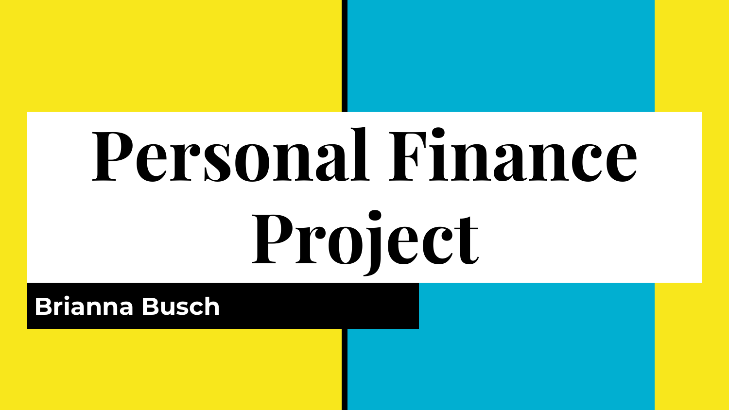# Personal Finance Project

**Brianna Busch**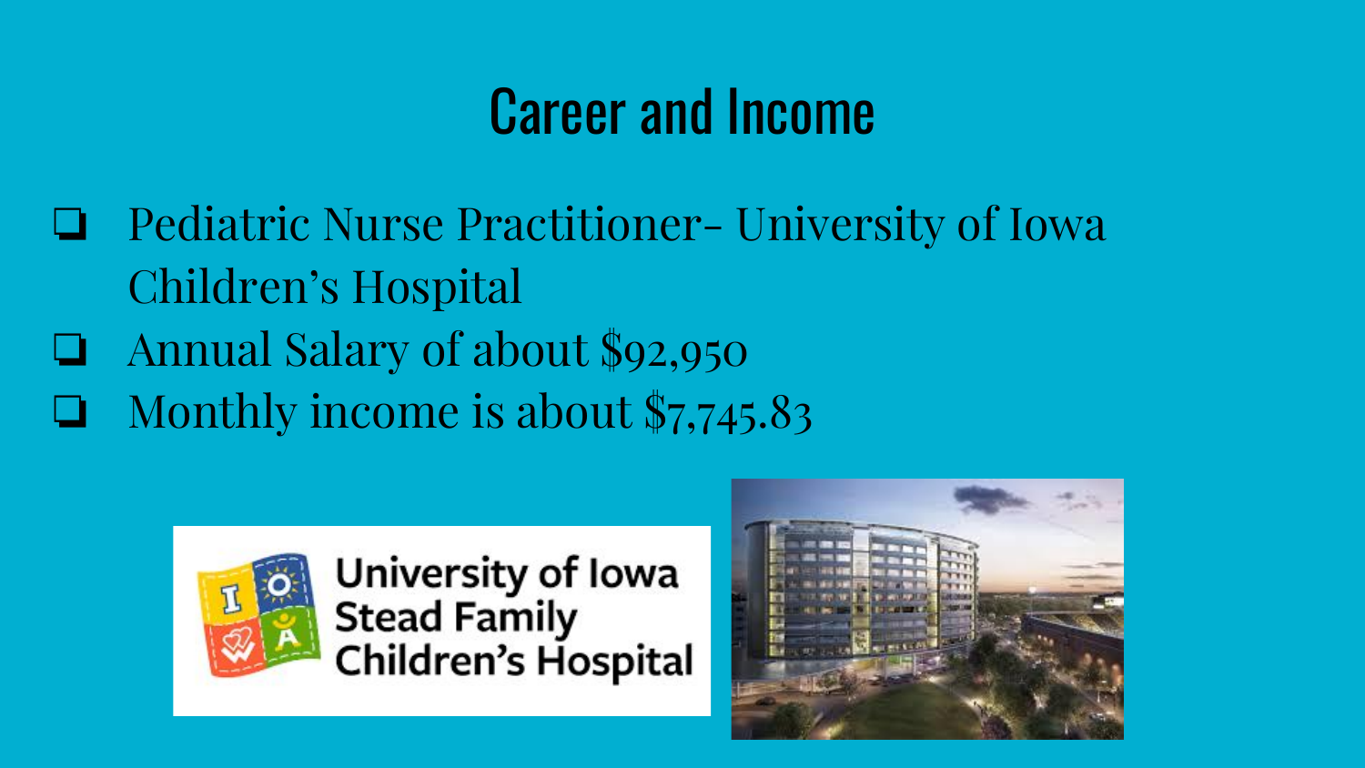# Career and Income

- Pediatric Nurse Practitioner- University of Iowa Children's Hospital
- Annual Salary of about $92,950
- Monthly income is about $7,745.83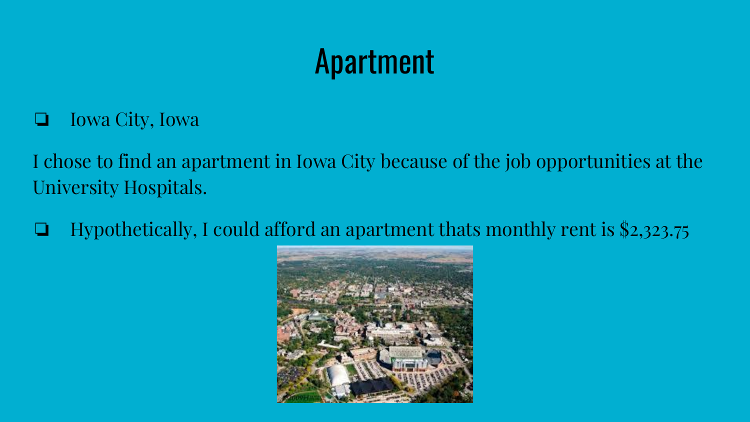# Apartment

- Iowa City, Iowa

I chose to find an apartment in Iowa City because of the job opportunities at the University Hospitals.

- Hypothetically, I could afford an apartment thats monthly rent is $2,323.75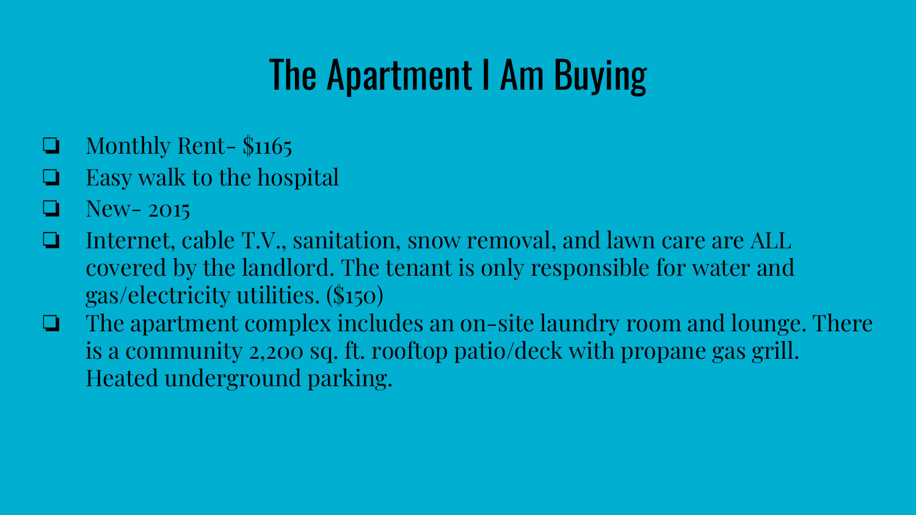# The Apartment I Am Buying

- Monthly Rent- $1165
- Easy walk to the hospital
- New- 2015
- Internet, cable T.V., sanitation, snow removal, and lawn care are ALL covered by the landlord. The tenant is only responsible for water and gas/electricity utilities. ($150)
- The apartment complex includes an on-site laundry room and lounge. There is a community 2,200 sq. ft. rooftop patio/deck with propane gas grill. Heated underground parking.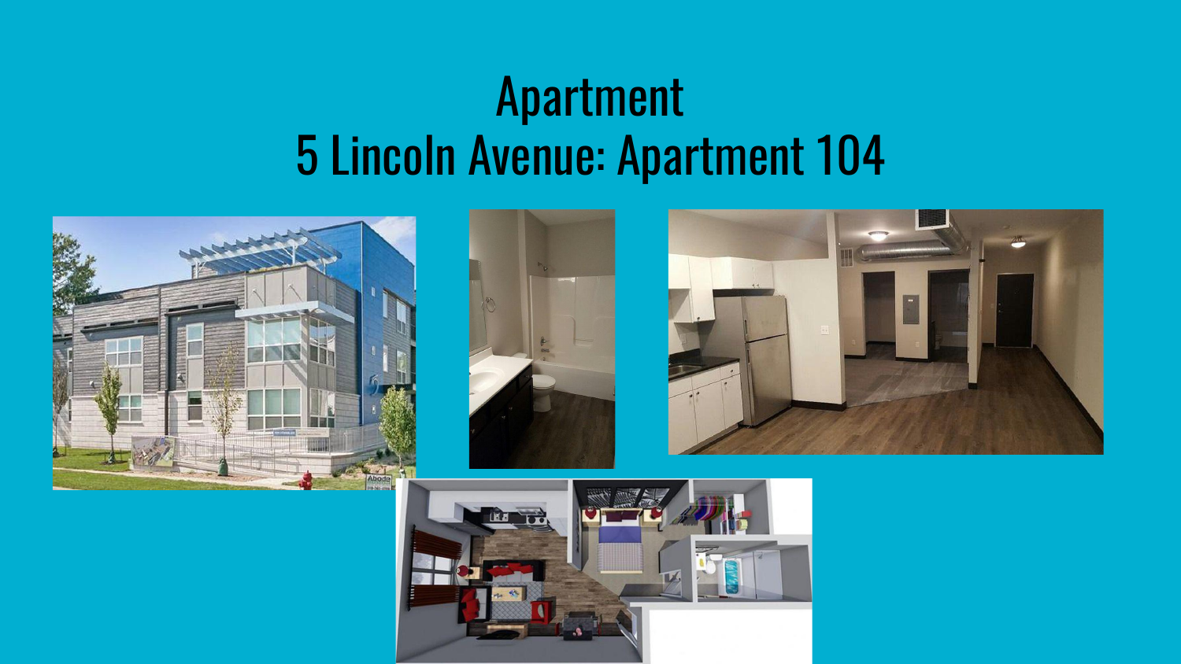# Apartment
# 5 Lincoln Avenue: Apartment 104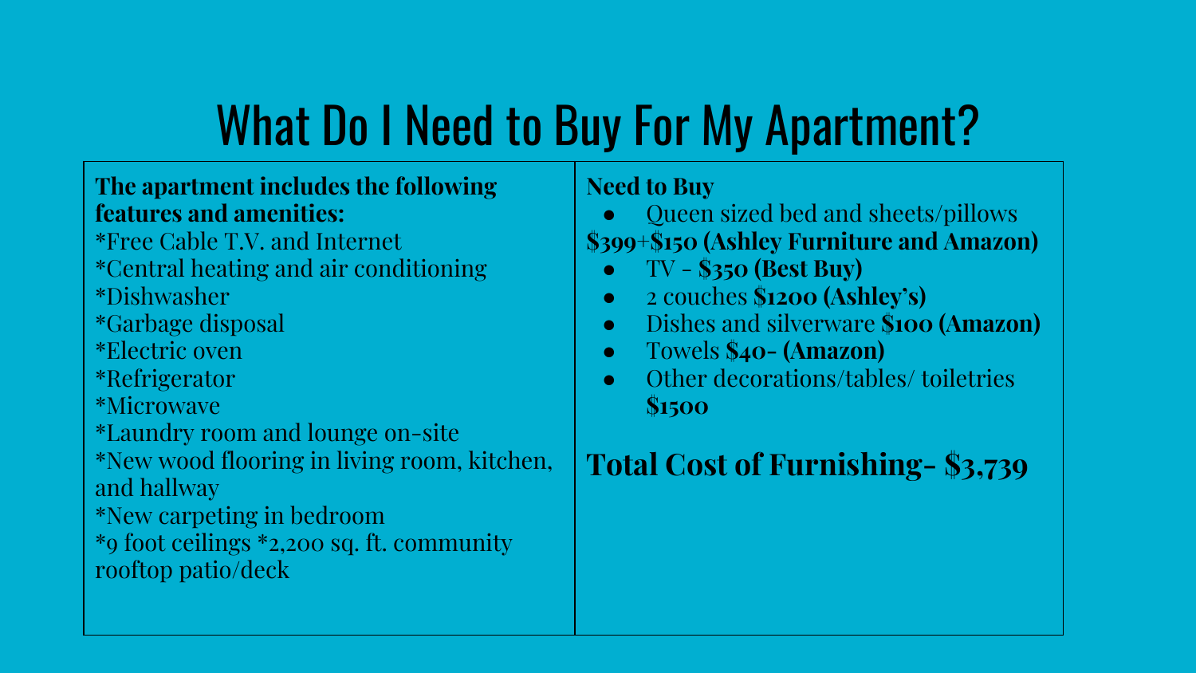# What Do I Need to Buy For My Apartment?

**The apartment includes the following features and amenities:**
*Free Cable T.V. and Internet
*Central heating and air conditioning
*Dishwasher
*Garbage disposal
*Electric oven
*Refrigerator
*Microwave
*Laundry room and lounge on-site
*New wood flooring in living room, kitchen, and hallway
*New carpeting in bedroom
*9 foot ceilings *2,200 sq. ft. community rooftop patio/deck

**Need to Buy**

- Queen sized bed and sheets/pillows

**$399+$150 (Ashley Furniture and Amazon)**

- TV - **$350 (Best Buy)**
- 2 couches **$1200 (Ashley's)**
- Dishes and silverware **$100 (Amazon)**
- Towels **$40- (Amazon)**
- Other decorations/tables/ toiletries **$1500**

**Total Cost of Furnishing- $3,739**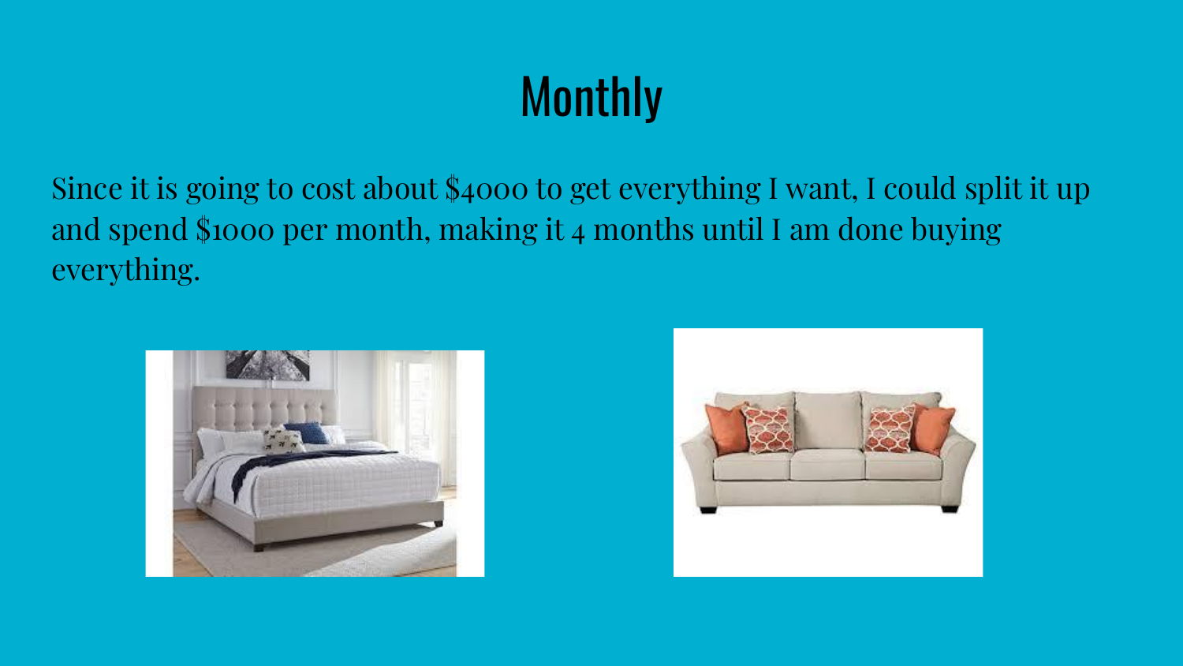# Monthly

Since it is going to cost about $4000 to get everything I want, I could split it up and spend $1000 per month, making it 4 months until I am done buying everything.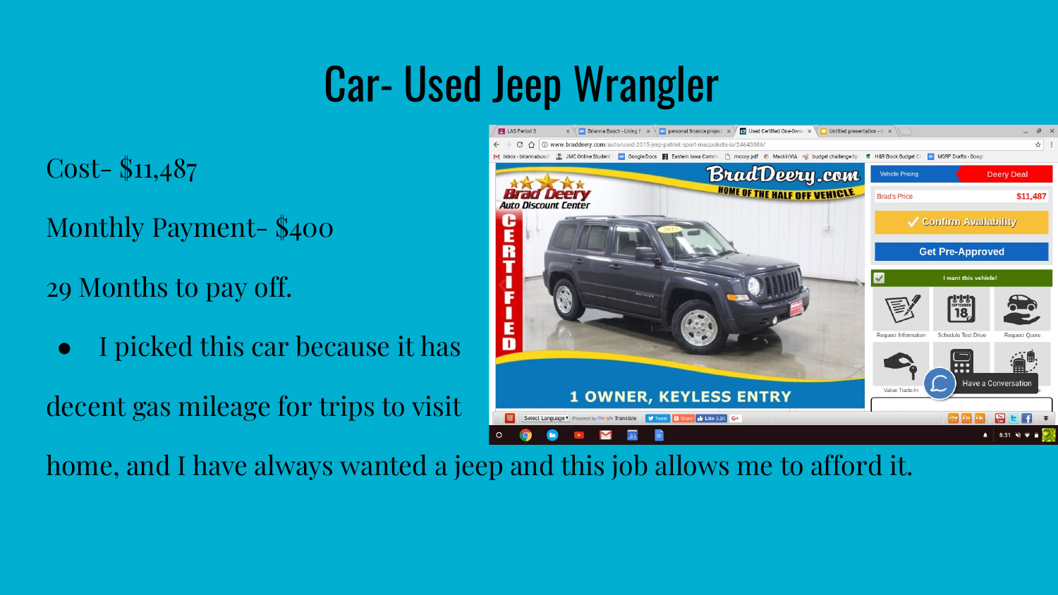# Car- Used Jeep Wrangler

Cost- $11,487

Monthly Payment- $400

29 Months to pay off.

- I picked this car because it has decent gas mileage for trips to visit home, and I have always wanted a jeep and this job allows me to afford it.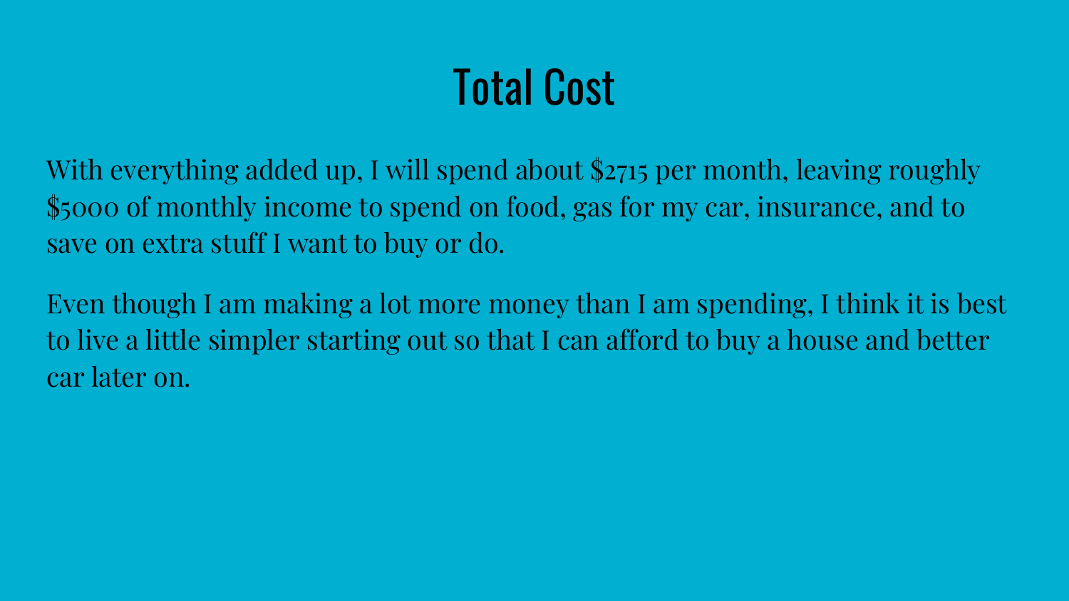# Total Cost

With everything added up, I will spend about $2715 per month, leaving roughly $5000 of monthly income to spend on food, gas for my car, insurance, and to save on extra stuff I want to buy or do.

Even though I am making a lot more money than I am spending, I think it is best to live a little simpler starting out so that I can afford to buy a house and better car later on.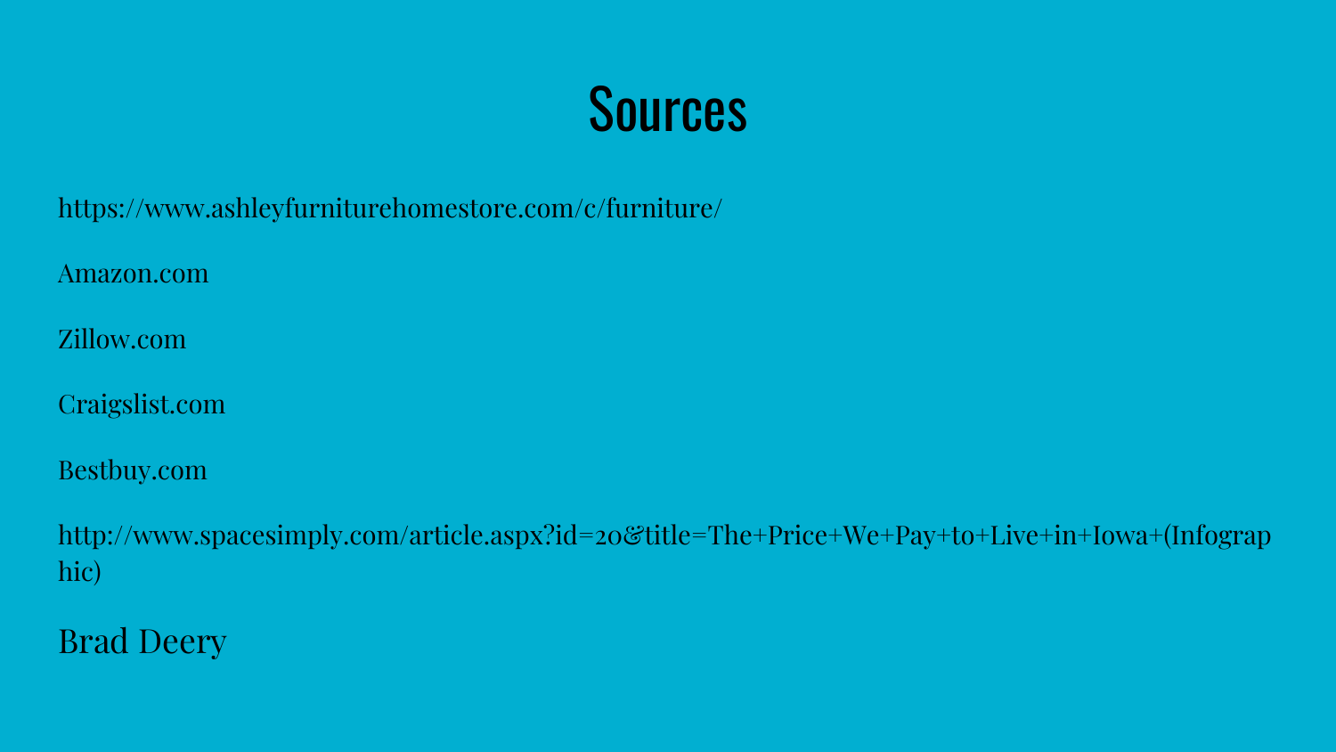# Sources

https://www.ashleyfurniturehomestore.com/c/furniture/

Amazon.com

Zillow.com

Craigslist.com

Bestbuy.com

http://www.spacesimply.com/article.aspx?id=20&title=The+Price+We+Pay+to+Live+in+Iowa+(Infographic)

Brad Deery